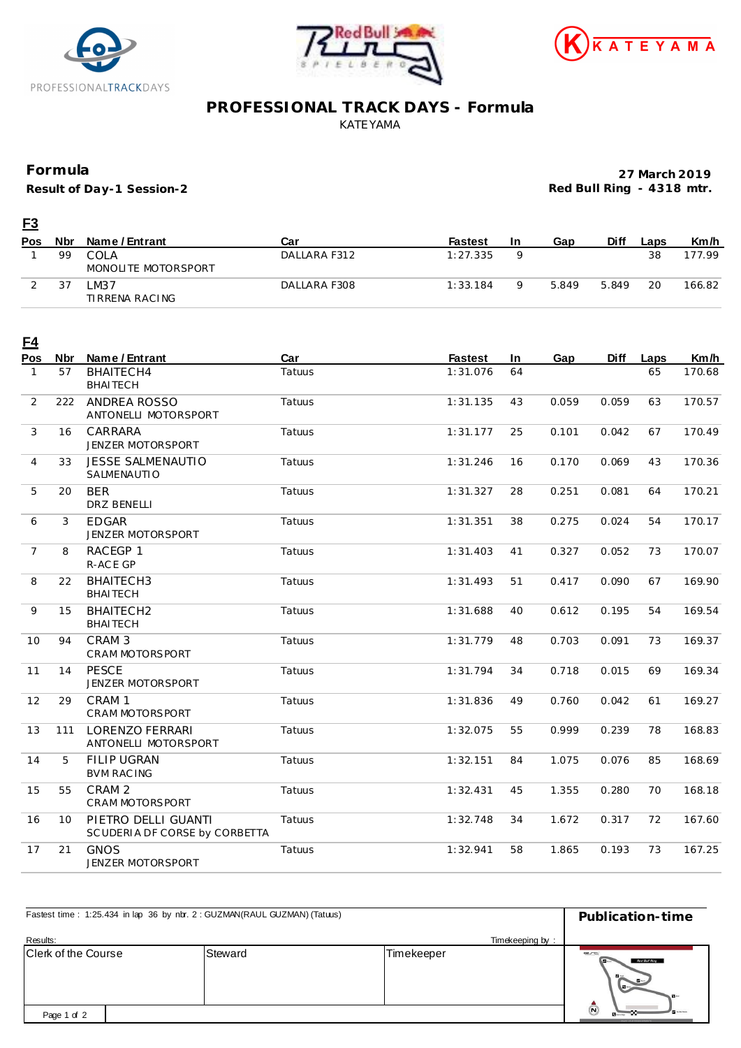# PROFESSIONAL TRACK DAYS - Formula

KATEYAMA

## Formula

**Result of Day-1 Session-2**

**27 March 2019**
**Red Bull Ring - 4318 mtr.**

### F3

| Pos | Nbr | Name / Entrant | Car | Fastest | In | Gap | Diff | Laps | Km/h |
|---|---|---|---|---|---|---|---|---|---|
| 1 | 99 | COLA<br>MONOLITE MOTORSPORT | DALLARA F312 | 1:27.335 | 9 | | | 38 | 177.99 |
| 2 | 37 | LM37<br>TIRRENA RACING | DALLARA F308 | 1:33.184 | 9 | 5.849 | 5.849 | 20 | 166.82 |

### F4

| Pos | Nbr | Name / Entrant | Car | Fastest | In | Gap | Diff | Laps | Km/h |
|---|---|---|---|---|---|---|---|---|---|
| 1 | 57 | BHAITECH4<br>BHAITECH | Tatuus | 1:31.076 | 64 | | | 65 | 170.68 |
| 2 | 222 | ANDREA ROSSO<br>ANTONELLI MOTORSPORT | Tatuus | 1:31.135 | 43 | 0.059 | 0.059 | 63 | 170.57 |
| 3 | 16 | CARRARA<br>JENZER MOTORSPORT | Tatuus | 1:31.177 | 25 | 0.101 | 0.042 | 67 | 170.49 |
| 4 | 33 | JESSE SALMENAUTIO<br>SALMENAUTIO | Tatuus | 1:31.246 | 16 | 0.170 | 0.069 | 43 | 170.36 |
| 5 | 20 | BER<br>DRZ BENELLI | Tatuus | 1:31.327 | 28 | 0.251 | 0.081 | 64 | 170.21 |
| 6 | 3 | EDGAR<br>JENZER MOTORSPORT | Tatuus | 1:31.351 | 38 | 0.275 | 0.024 | 54 | 170.17 |
| 7 | 8 | RACEGP 1<br>R-ACE GP | Tatuus | 1:31.403 | 41 | 0.327 | 0.052 | 73 | 170.07 |
| 8 | 22 | BHAITECH3<br>BHAITECH | Tatuus | 1:31.493 | 51 | 0.417 | 0.090 | 67 | 169.90 |
| 9 | 15 | BHAITECH2<br>BHAITECH | Tatuus | 1:31.688 | 40 | 0.612 | 0.195 | 54 | 169.54 |
| 10 | 94 | CRAM 3<br>CRAM MOTORSPORT | Tatuus | 1:31.779 | 48 | 0.703 | 0.091 | 73 | 169.37 |
| 11 | 14 | PESCE<br>JENZER MOTORSPORT | Tatuus | 1:31.794 | 34 | 0.718 | 0.015 | 69 | 169.34 |
| 12 | 29 | CRAM 1<br>CRAM MOTORSPORT | Tatuus | 1:31.836 | 49 | 0.760 | 0.042 | 61 | 169.27 |
| 13 | 111 | LORENZO FERRARI<br>ANTONELLI MOTORSPORT | Tatuus | 1:32.075 | 55 | 0.999 | 0.239 | 78 | 168.83 |
| 14 | 5 | FILIP UGRAN<br>BVM RACING | Tatuus | 1:32.151 | 84 | 1.075 | 0.076 | 85 | 168.69 |
| 15 | 55 | CRAM 2<br>CRAM MOTORSPORT | Tatuus | 1:32.431 | 45 | 1.355 | 0.280 | 70 | 168.18 |
| 16 | 10 | PIETRO DELLI GUANTI<br>SCUDERIA DF CORSE by CORBETTA | Tatuus | 1:32.748 | 34 | 1.672 | 0.317 | 72 | 167.60 |
| 17 | 21 | GNOS<br>JENZER MOTORSPORT | Tatuus | 1:32.941 | 58 | 1.865 | 0.193 | 73 | 167.25 |

Fastest time : 1:25.434 in lap 36 by nbr. 2 : GUZMAN(RAUL GUZMAN) (Tatuus)

**Publication-time**

Results:

Timekeeping by :

| Clerk of the Course | Steward | Timekeeper |
|---|---|---|
| | | |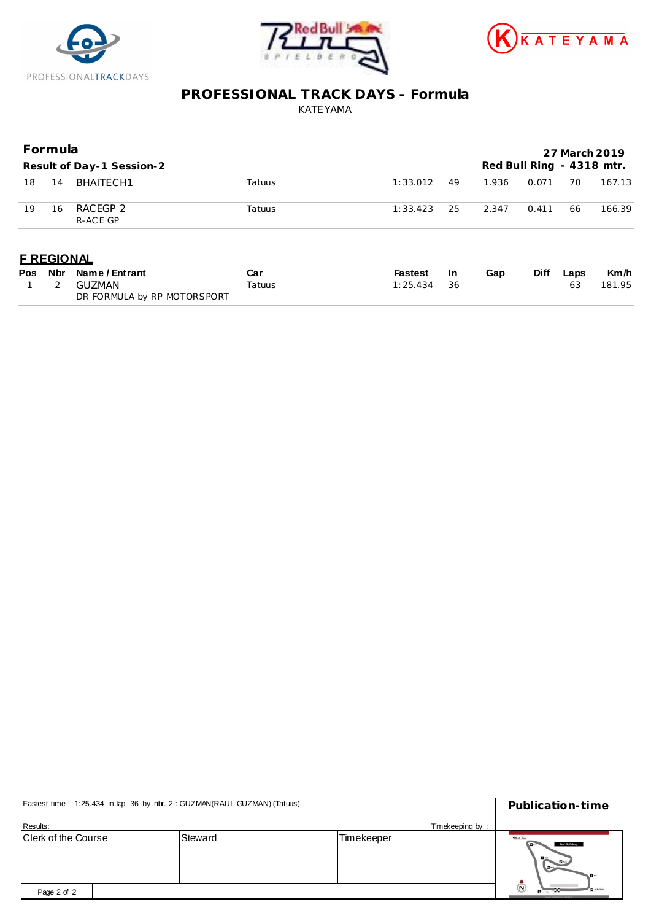# PROFESSIONAL TRACK DAYS - Formula

KATEYAMA

## Formula

**Result of Day-1 Session-2**

**27 March 2019**

**Red Bull Ring - 4318 mtr.**

| Pos | Nbr | Name / Entrant | Car | Fastest | In | Gap | Diff | Laps | Km/h |
|---|---|---|---|---|---|---|---|---|---|
| 18 | 14 | BHAITECH1 | Tatuus | 1:33.012 | 49 | 1.936 | 0.071 | 70 | 167.13 |
| 19 | 16 | RACEGP 2<br>R-ACE GP | Tatuus | 1:33.423 | 25 | 2.347 | 0.411 | 66 | 166.39 |

## F REGIONAL

| Pos | Nbr | Name / Entrant | Car | Fastest | In | Gap | Diff | Laps | Km/h |
|---|---|---|---|---|---|---|---|---|---|
| 1 | 2 | GUZMAN<br>DR FORMULA by RP MOTORSPORT | Tatuus | 1:25.434 | 36 | | | 63 | 181.95 |

Fastest time : 1:25.434 in lap 36 by nbr. 2 : GUZMAN(RAUL GUZMAN) (Tatuus)

**Publication-time**

Results:

Timekeeping by :

| Clerk of the Course | Steward | Timekeeper |
|---|---|---|
| | | |